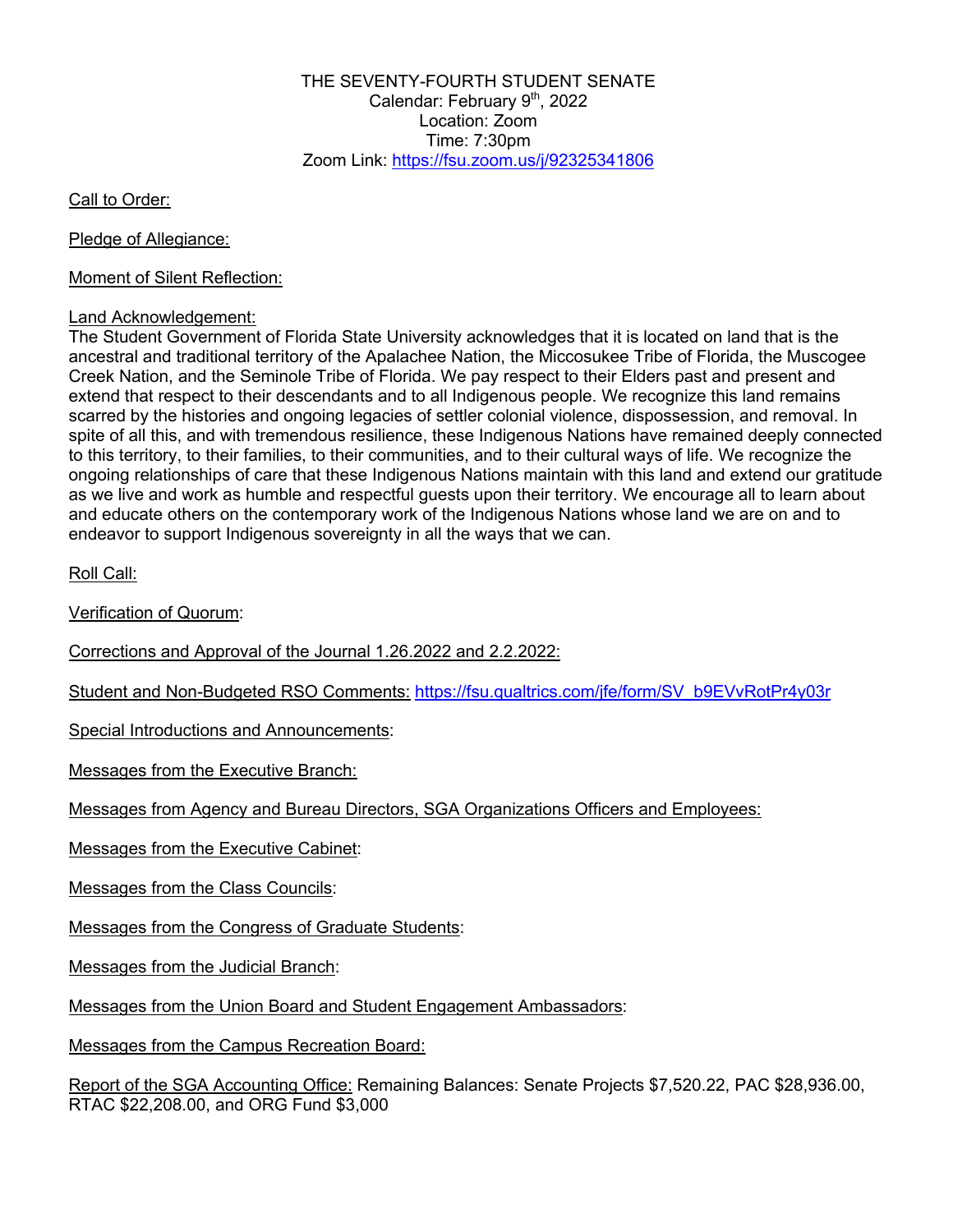THE SEVENTY-FOURTH STUDENT SENATE
Calendar: February 9th, 2022
Location: Zoom
Time: 7:30pm
Zoom Link: https://fsu.zoom.us/j/92325341806

Call to Order:

Pledge of Allegiance:

Moment of Silent Reflection:

Land Acknowledgement:
The Student Government of Florida State University acknowledges that it is located on land that is the ancestral and traditional territory of the Apalachee Nation, the Miccosukee Tribe of Florida, the Muscogee Creek Nation, and the Seminole Tribe of Florida. We pay respect to their Elders past and present and extend that respect to their descendants and to all Indigenous people. We recognize this land remains scarred by the histories and ongoing legacies of settler colonial violence, dispossession, and removal. In spite of all this, and with tremendous resilience, these Indigenous Nations have remained deeply connected to this territory, to their families, to their communities, and to their cultural ways of life. We recognize the ongoing relationships of care that these Indigenous Nations maintain with this land and extend our gratitude as we live and work as humble and respectful guests upon their territory. We encourage all to learn about and educate others on the contemporary work of the Indigenous Nations whose land we are on and to endeavor to support Indigenous sovereignty in all the ways that we can.

Roll Call:

Verification of Quorum:

Corrections and Approval of the Journal 1.26.2022 and 2.2.2022:

Student and Non-Budgeted RSO Comments: https://fsu.qualtrics.com/jfe/form/SV_b9EVvRotPr4y03r

Special Introductions and Announcements:

Messages from the Executive Branch:

Messages from Agency and Bureau Directors, SGA Organizations Officers and Employees:

Messages from the Executive Cabinet:

Messages from the Class Councils:

Messages from the Congress of Graduate Students:

Messages from the Judicial Branch:

Messages from the Union Board and Student Engagement Ambassadors:

Messages from the Campus Recreation Board:

Report of the SGA Accounting Office: Remaining Balances: Senate Projects $7,520.22, PAC $28,936.00, RTAC $22,208.00, and ORG Fund $3,000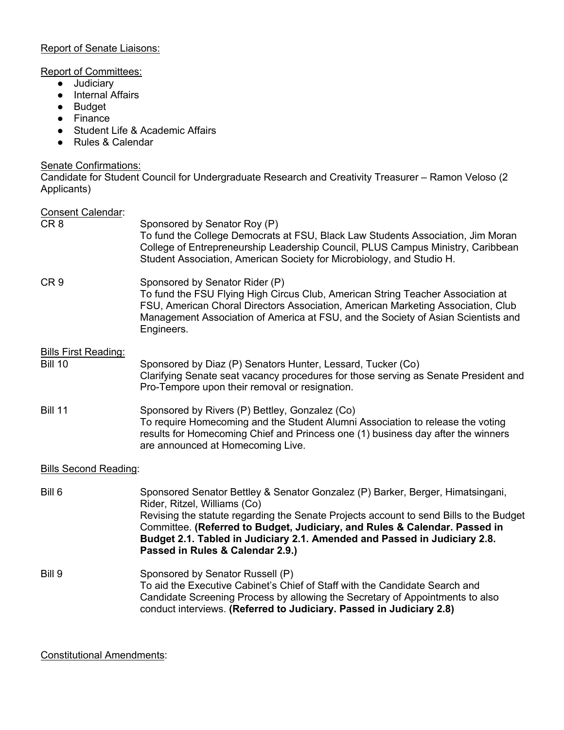Report of Senate Liaisons:

Report of Committees:

- Judiciary
- Internal Affairs
- Budget
- Finance
- Student Life & Academic Affairs
- Rules & Calendar

Senate Confirmations:

Candidate for Student Council for Undergraduate Research and Creativity Treasurer – Ramon Veloso (2 Applicants)

Consent Calendar:

CR 8 — Sponsored by Senator Roy (P)
To fund the College Democrats at FSU, Black Law Students Association, Jim Moran College of Entrepreneurship Leadership Council, PLUS Campus Ministry, Caribbean Student Association, American Society for Microbiology, and Studio H.

CR 9 — Sponsored by Senator Rider (P)
To fund the FSU Flying High Circus Club, American String Teacher Association at FSU, American Choral Directors Association, American Marketing Association, Club Management Association of America at FSU, and the Society of Asian Scientists and Engineers.

Bills First Reading:

Bill 10 — Sponsored by Diaz (P) Senators Hunter, Lessard, Tucker (Co)
Clarifying Senate seat vacancy procedures for those serving as Senate President and Pro-Tempore upon their removal or resignation.

Bill 11 — Sponsored by Rivers (P) Bettley, Gonzalez (Co)
To require Homecoming and the Student Alumni Association to release the voting results for Homecoming Chief and Princess one (1) business day after the winners are announced at Homecoming Live.

Bills Second Reading:

Bill 6 — Sponsored Senator Bettley & Senator Gonzalez (P) Barker, Berger, Himatsingani, Rider, Ritzel, Williams (Co)
Revising the statute regarding the Senate Projects account to send Bills to the Budget Committee. **(Referred to Budget, Judiciary, and Rules & Calendar. Passed in Budget 2.1. Tabled in Judiciary 2.1. Amended and Passed in Judiciary 2.8. Passed in Rules & Calendar 2.9.)**

Bill 9 — Sponsored by Senator Russell (P)
To aid the Executive Cabinet's Chief of Staff with the Candidate Search and Candidate Screening Process by allowing the Secretary of Appointments to also conduct interviews. **(Referred to Judiciary. Passed in Judiciary 2.8)**

Constitutional Amendments: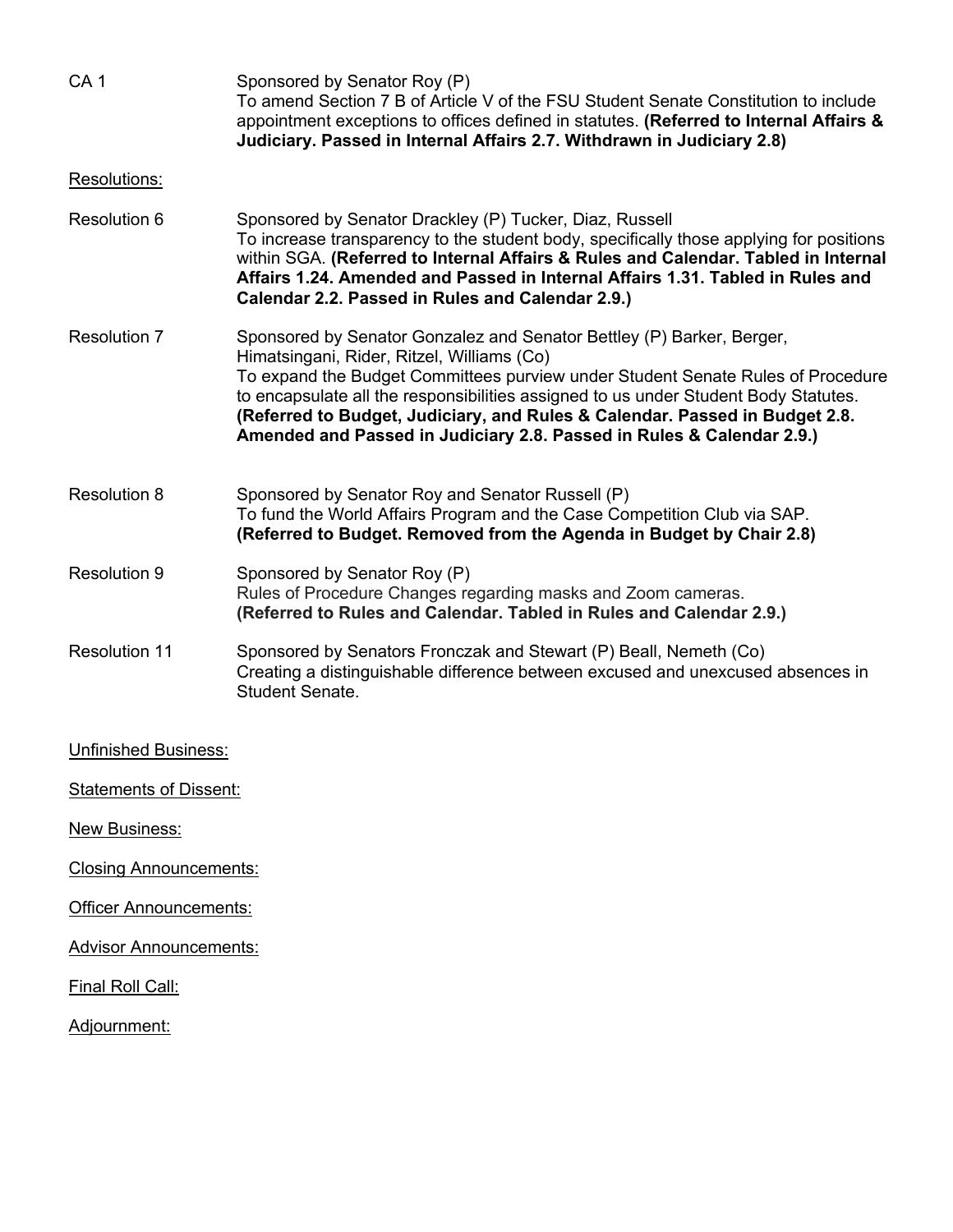CA 1 Sponsored by Senator Roy (P)
To amend Section 7 B of Article V of the FSU Student Senate Constitution to include appointment exceptions to offices defined in statutes. **(Referred to Internal Affairs & Judiciary. Passed in Internal Affairs 2.7. Withdrawn in Judiciary 2.8)**

Resolutions:

Resolution 6 Sponsored by Senator Drackley (P) Tucker, Diaz, Russell
To increase transparency to the student body, specifically those applying for positions within SGA. **(Referred to Internal Affairs & Rules and Calendar. Tabled in Internal Affairs 1.24. Amended and Passed in Internal Affairs 1.31. Tabled in Rules and Calendar 2.2. Passed in Rules and Calendar 2.9.)**

Resolution 7 Sponsored by Senator Gonzalez and Senator Bettley (P) Barker, Berger, Himatsingani, Rider, Ritzel, Williams (Co)
To expand the Budget Committees purview under Student Senate Rules of Procedure to encapsulate all the responsibilities assigned to us under Student Body Statutes. **(Referred to Budget, Judiciary, and Rules & Calendar. Passed in Budget 2.8. Amended and Passed in Judiciary 2.8. Passed in Rules & Calendar 2.9.)**

Resolution 8 Sponsored by Senator Roy and Senator Russell (P)
To fund the World Affairs Program and the Case Competition Club via SAP. **(Referred to Budget. Removed from the Agenda in Budget by Chair 2.8)**

Resolution 9 Sponsored by Senator Roy (P)
Rules of Procedure Changes regarding masks and Zoom cameras. **(Referred to Rules and Calendar. Tabled in Rules and Calendar 2.9.)**

Resolution 11 Sponsored by Senators Fronczak and Stewart (P) Beall, Nemeth (Co)
Creating a distinguishable difference between excused and unexcused absences in Student Senate.

Unfinished Business:

Statements of Dissent:

New Business:

Closing Announcements:

Officer Announcements:

Advisor Announcements:

Final Roll Call:

Adjournment: